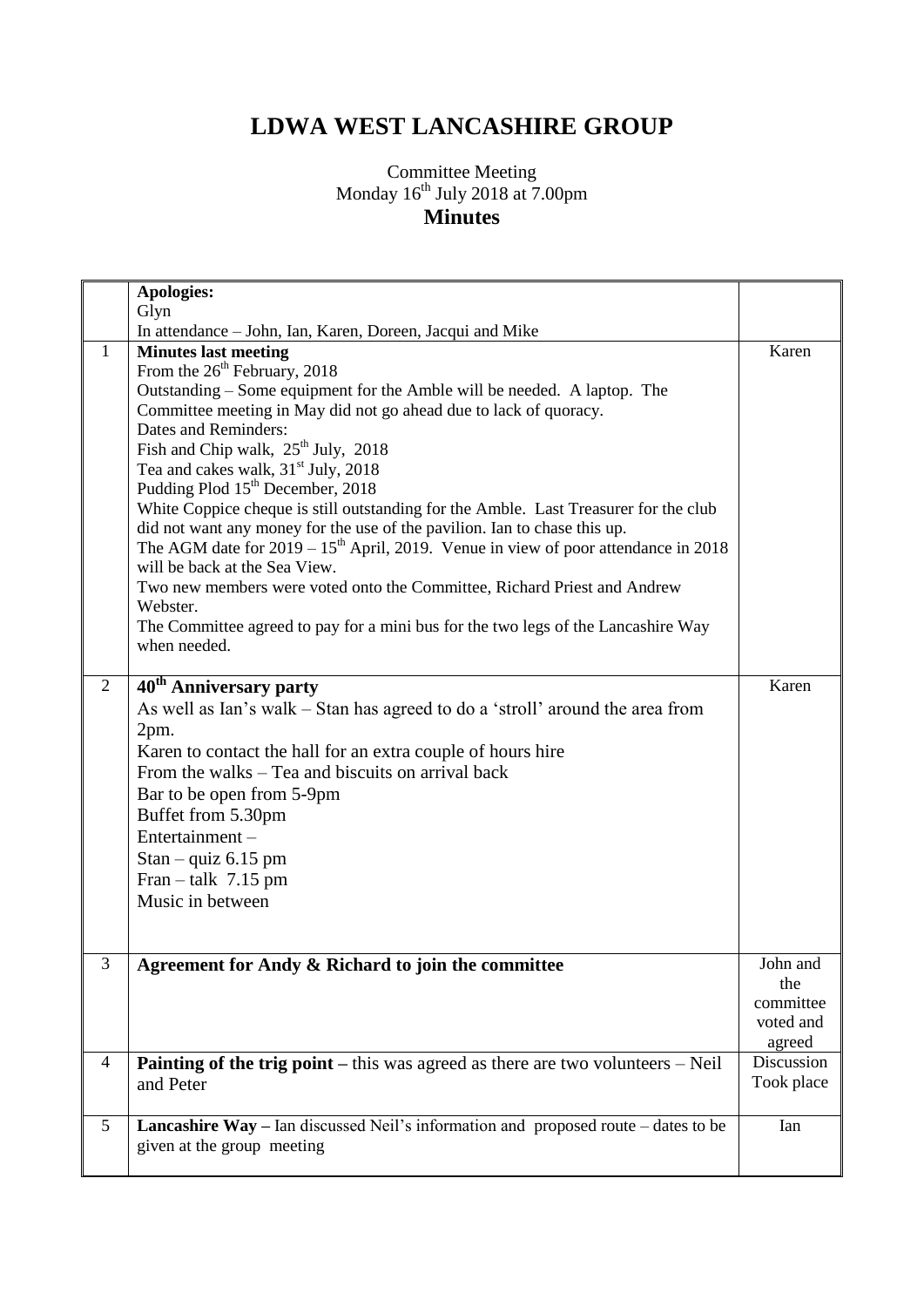# LDWA WEST LANCASHIRE GROUP

Committee Meeting
Monday 16th July 2018 at 7.00pm

## Minutes

| | | |
|---|---|---|
| | **Apologies:**<br>Glyn<br>In attendance – John, Ian, Karen, Doreen, Jacqui and Mike | |
| 1 | **Minutes last meeting**<br>From the 26th February, 2018<br>Outstanding – Some equipment for the Amble will be needed. A laptop. The Committee meeting in May did not go ahead due to lack of quoracy.<br>Dates and Reminders:<br>Fish and Chip walk, 25th July, 2018<br>Tea and cakes walk, 31st July, 2018<br>Pudding Plod 15th December, 2018<br>White Coppice cheque is still outstanding for the Amble. Last Treasurer for the club did not want any money for the use of the pavilion. Ian to chase this up.<br>The AGM date for 2019 – 15th April, 2019. Venue in view of poor attendance in 2018 will be back at the Sea View.<br>Two new members were voted onto the Committee, Richard Priest and Andrew Webster.<br>The Committee agreed to pay for a mini bus for the two legs of the Lancashire Way when needed. | Karen |
| 2 | **40th Anniversary party**<br>As well as Ian's walk – Stan has agreed to do a 'stroll' around the area from 2pm.<br>Karen to contact the hall for an extra couple of hours hire<br>From the walks – Tea and biscuits on arrival back<br>Bar to be open from 5-9pm<br>Buffet from 5.30pm<br>Entertainment –<br>Stan – quiz 6.15 pm<br>Fran – talk 7.15 pm<br>Music in between | Karen |
| 3 | **Agreement for Andy & Richard to join the committee** | John and the committee voted and agreed |
| 4 | **Painting of the trig point –** this was agreed as there are two volunteers – Neil and Peter | Discussion Took place |
| 5 | **Lancashire Way –** Ian discussed Neil's information and proposed route – dates to be given at the group meeting | Ian |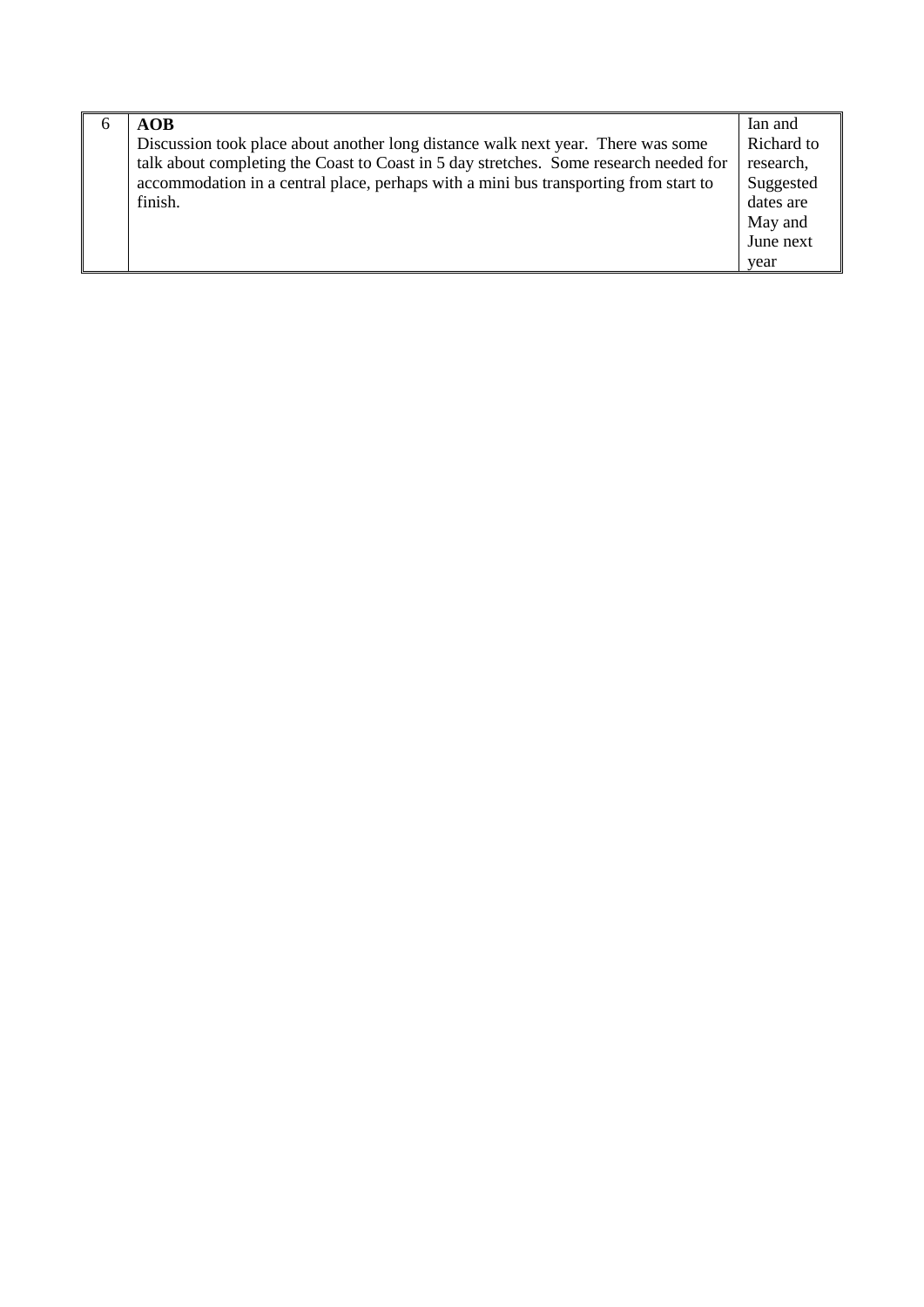| | | |
|---|---|---|
| 6 | **AOB**<br>Discussion took place about another long distance walk next year. There was some talk about completing the Coast to Coast in 5 day stretches. Some research needed for accommodation in a central place, perhaps with a mini bus transporting from start to finish. | Ian and Richard to research, Suggested dates are May and June next year |